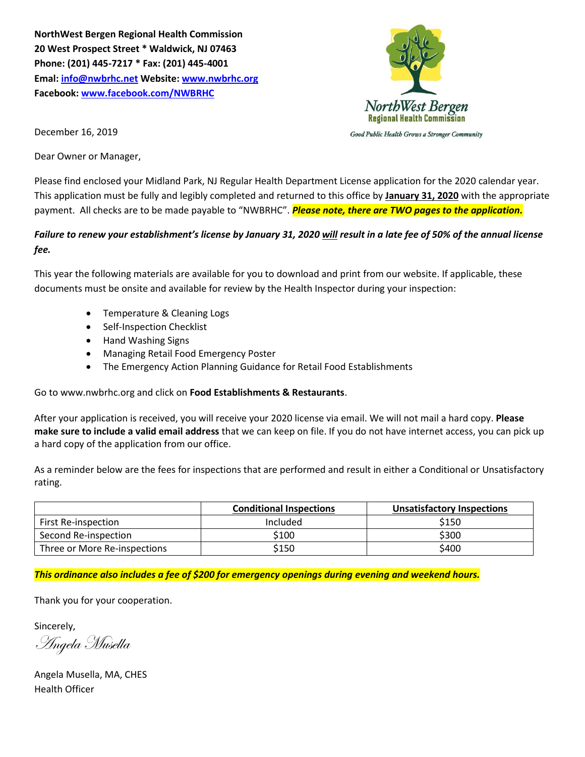**NorthWest Bergen Regional Health Commission**
**20 West Prospect Street * Waldwick, NJ 07463**
**Phone: (201) 445-7217 * Fax: (201) 445-4001**
**Emal: info@nwbrhc.net Website: www.nwbrhc.org**
**Facebook: www.facebook.com/NWBRHC**

NorthWest Bergen
Regional Health Commission
*Good Public Health Grows a Stronger Community*

December 16, 2019

Dear Owner or Manager,

Please find enclosed your Midland Park, NJ Regular Health Department License application for the 2020 calendar year. This application must be fully and legibly completed and returned to this office by **January 31, 2020** with the appropriate payment. All checks are to be made payable to "NWBRHC". ***Please note, there are TWO pages to the application.***

***Failure to renew your establishment's license by January 31, 2020 will result in a late fee of 50% of the annual license fee.***

This year the following materials are available for you to download and print from our website. If applicable, these documents must be onsite and available for review by the Health Inspector during your inspection:

- Temperature & Cleaning Logs
- Self-Inspection Checklist
- Hand Washing Signs
- Managing Retail Food Emergency Poster
- The Emergency Action Planning Guidance for Retail Food Establishments

Go to www.nwbrhc.org and click on **Food Establishments & Restaurants**.

After your application is received, you will receive your 2020 license via email. We will not mail a hard copy. **Please make sure to include a valid email address** that we can keep on file. If you do not have internet access, you can pick up a hard copy of the application from our office.

As a reminder below are the fees for inspections that are performed and result in either a Conditional or Unsatisfactory rating.

| | **Conditional Inspections** | **Unsatisfactory Inspections** |
|---|---|---|
| First Re-inspection | Included | $150 |
| Second Re-inspection | $100 | $300 |
| Three or More Re-inspections | $150 | $400 |

***This ordinance also includes a fee of $200 for emergency openings during evening and weekend hours.***

Thank you for your cooperation.

Sincerely,

*Angela Musella*

Angela Musella, MA, CHES
Health Officer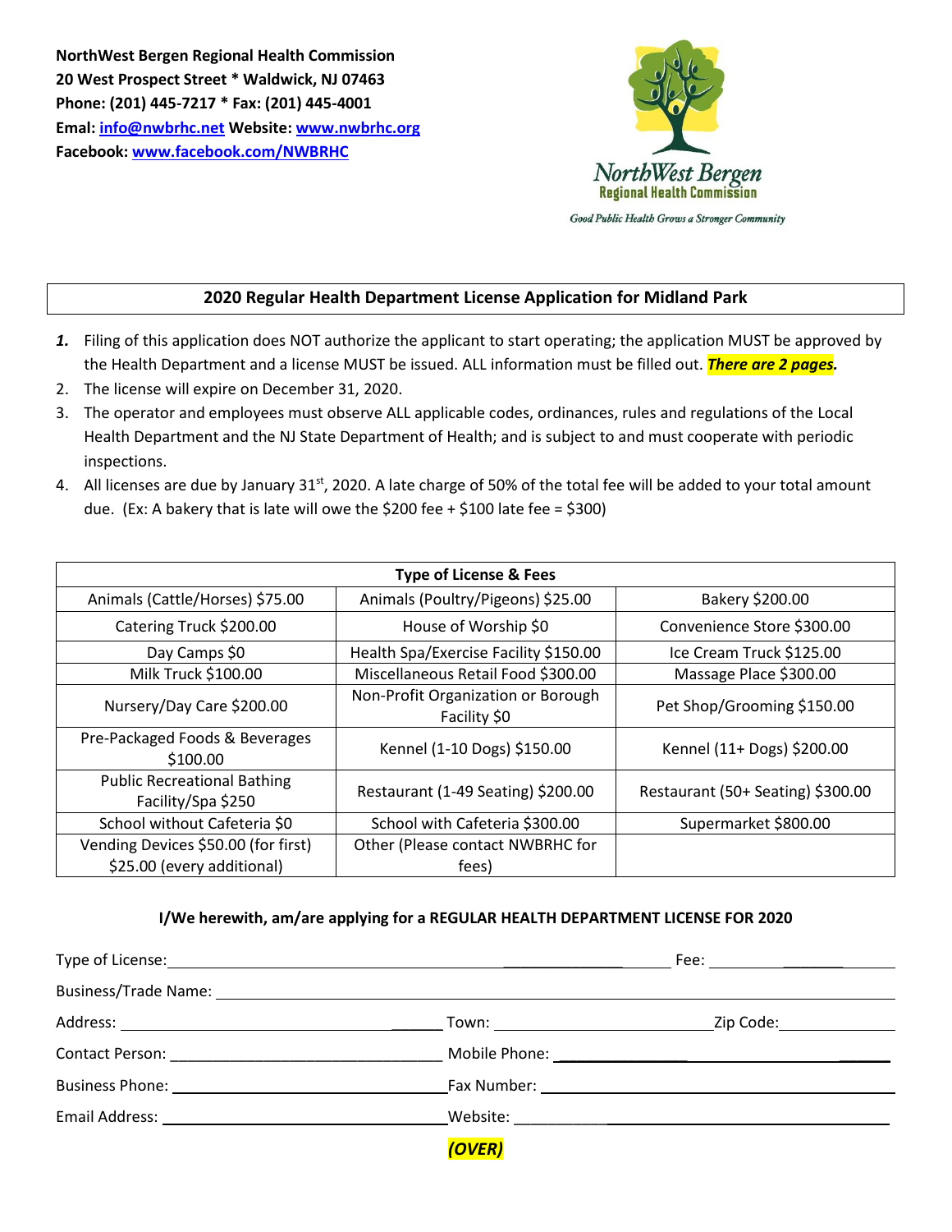**NorthWest Bergen Regional Health Commission**
**20 West Prospect Street * Waldwick, NJ 07463**
**Phone: (201) 445-7217 * Fax: (201) 445-4001**
**Emal: info@nwbrhc.net Website: www.nwbrhc.org**
**Facebook: www.facebook.com/NWBRHC**

NorthWest Bergen
Regional Health Commission
Good Public Health Grows a Stronger Community

## 2020 Regular Health Department License Application for Midland Park

1. Filing of this application does NOT authorize the applicant to start operating; the application MUST be approved by the Health Department and a license MUST be issued. ALL information must be filled out. ***There are 2 pages.***
2. The license will expire on December 31, 2020.
3. The operator and employees must observe ALL applicable codes, ordinances, rules and regulations of the Local Health Department and the NJ State Department of Health; and is subject to and must cooperate with periodic inspections.
4. All licenses are due by January 31st, 2020. A late charge of 50% of the total fee will be added to your total amount due. (Ex: A bakery that is late will owe the $200 fee + $100 late fee = $300)

| Type of License & Fees | | |
|---|---|---|
| Animals (Cattle/Horses) $75.00 | Animals (Poultry/Pigeons) $25.00 | Bakery $200.00 |
| Catering Truck $200.00 | House of Worship $0 | Convenience Store $300.00 |
| Day Camps $0 | Health Spa/Exercise Facility $150.00 | Ice Cream Truck $125.00 |
| Milk Truck $100.00 | Miscellaneous Retail Food $300.00 | Massage Place $300.00 |
| Nursery/Day Care $200.00 | Non-Profit Organization or Borough Facility $0 | Pet Shop/Grooming $150.00 |
| Pre-Packaged Foods & Beverages $100.00 | Kennel (1-10 Dogs) $150.00 | Kennel (11+ Dogs) $200.00 |
| Public Recreational Bathing Facility/Spa $250 | Restaurant (1-49 Seating) $200.00 | Restaurant (50+ Seating) $300.00 |
| School without Cafeteria $0 | School with Cafeteria $300.00 | Supermarket $800.00 |
| Vending Devices $50.00 (for first) $25.00 (every additional) | Other (Please contact NWBRHC for fees) | |

**I/We herewith, am/are applying for a REGULAR HEALTH DEPARTMENT LICENSE FOR 2020**

Type of License: ______________________________ Fee: ______________

Business/Trade Name: ______________________________________________

Address: ______________________ Town: ______________ Zip Code: ____________

Contact Person: ______________________ Mobile Phone: ______________________

Business Phone: ______________________ Fax Number: ______________________

Email Address: ______________________ Website: ______________________

***(OVER)***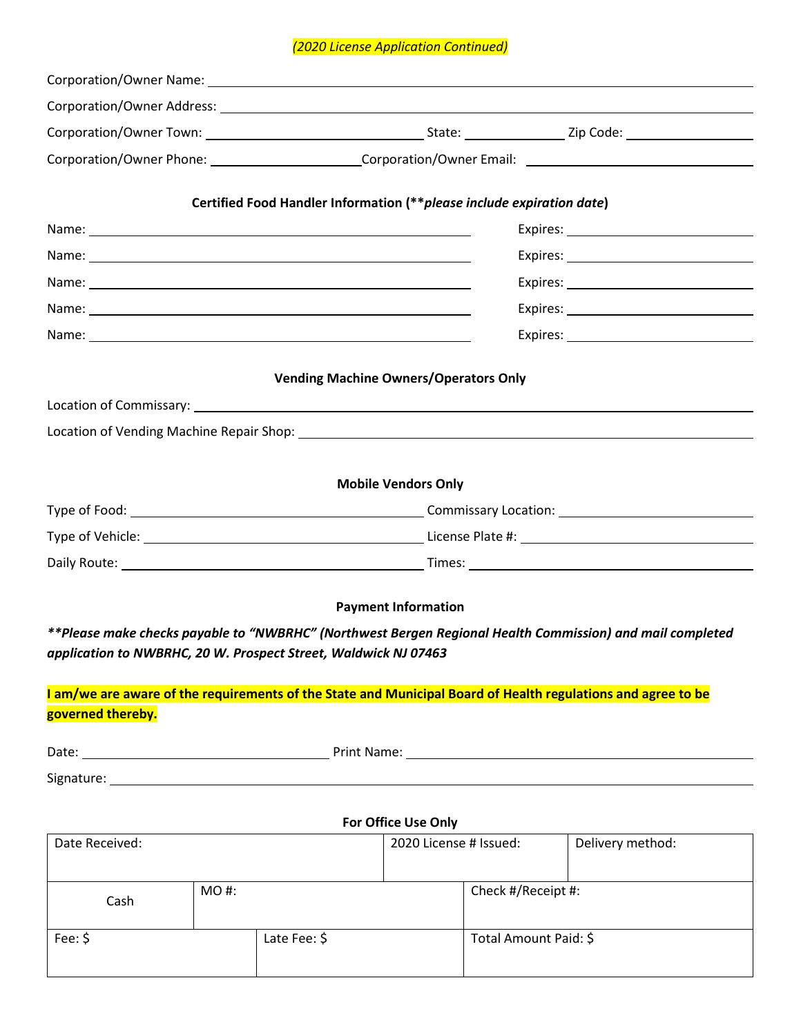*(2020 License Application Continued)*

Corporation/Owner Name: ______________________________

Corporation/Owner Address: ______________________________

Corporation/Owner Town: ______________ State: __________ Zip Code: __________

Corporation/Owner Phone: ______________ Corporation/Owner Email: ______________

**Certified Food Handler Information (***\*\*please include expiration date***)**

Name: ______________________________ Expires: ______________

Name: ______________________________ Expires: ______________

Name: ______________________________ Expires: ______________

Name: ______________________________ Expires: ______________

Name: ______________________________ Expires: ______________

**Vending Machine Owners/Operators Only**

Location of Commissary: ______________________________

Location of Vending Machine Repair Shop: ______________________________

**Mobile Vendors Only**

Type of Food: ______________________ Commissary Location: ______________________

Type of Vehicle: ______________________ License Plate #: ______________________

Daily Route: ______________________ Times: ______________________

**Payment Information**

***\*\*Please make checks payable to "NWBRHC" (Northwest Bergen Regional Health Commission) and mail completed application to NWBRHC, 20 W. Prospect Street, Waldwick NJ 07463***

**I am/we are aware of the requirements of the State and Municipal Board of Health regulations and agree to be governed thereby.**

Date: ______________________ Print Name: ______________________

Signature: ______________________________

**For Office Use Only**

| | | | |
|---|---|---|---|
| Date Received: | | 2020 License # Issued: | Delivery method: |
| Cash | MO #: | Check #/Receipt #: | |
| Fee: $ | Late Fee: $ | Total Amount Paid: $ | |